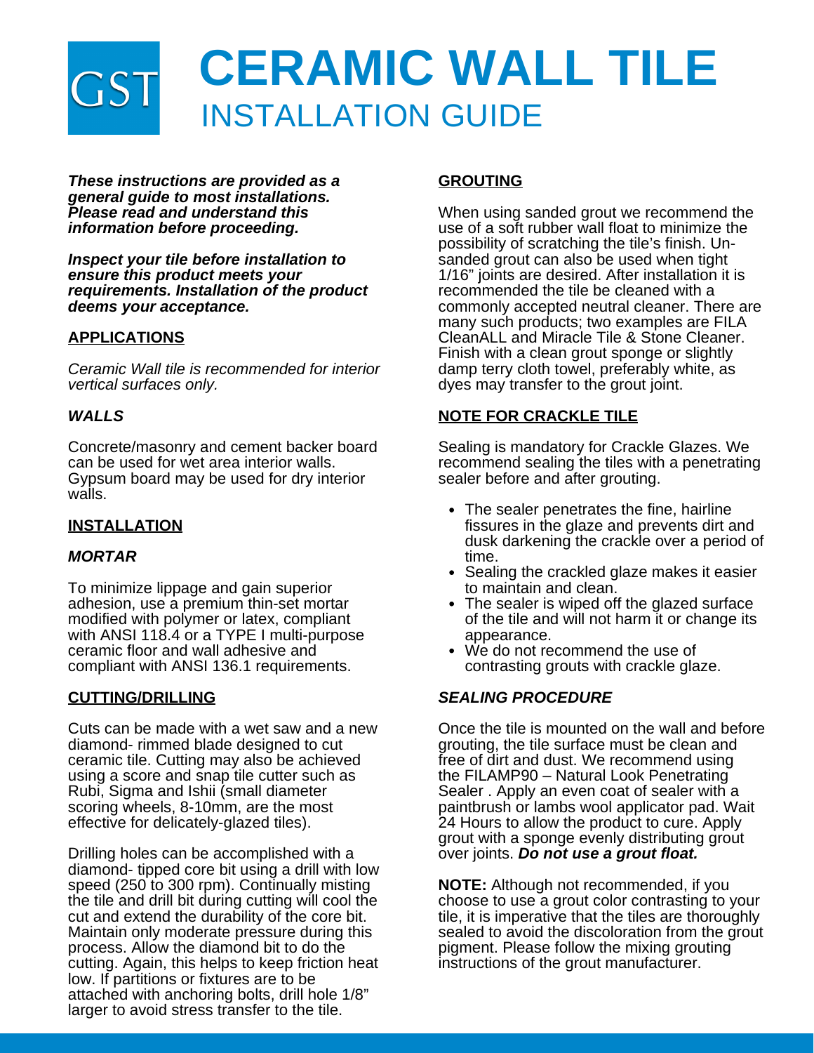GST

# CERAMIC WALL TILE

## INSTALLATION GUIDE

***These instructions are provided as a general guide to most installations. Please read and understand this information before proceeding.***

***Inspect your tile before installation to ensure this product meets your requirements. Installation of the product deems your acceptance.***

### APPLICATIONS

*Ceramic Wall tile is recommended for interior vertical surfaces only.*

#### *WALLS*

Concrete/masonry and cement backer board can be used for wet area interior walls. Gypsum board may be used for dry interior walls.

### INSTALLATION

#### *MORTAR*

To minimize lippage and gain superior adhesion, use a premium thin-set mortar modified with polymer or latex, compliant with ANSI 118.4 or a TYPE I multi-purpose ceramic floor and wall adhesive and compliant with ANSI 136.1 requirements.

### CUTTING/DRILLING

Cuts can be made with a wet saw and a new diamond- rimmed blade designed to cut ceramic tile. Cutting may also be achieved using a score and snap tile cutter such as Rubi, Sigma and Ishii (small diameter scoring wheels, 8-10mm, are the most effective for delicately-glazed tiles).

Drilling holes can be accomplished with a diamond- tipped core bit using a drill with low speed (250 to 300 rpm). Continually misting the tile and drill bit during cutting will cool the cut and extend the durability of the core bit. Maintain only moderate pressure during this process. Allow the diamond bit to do the cutting. Again, this helps to keep friction heat low. If partitions or fixtures are to be attached with anchoring bolts, drill hole 1/8" larger to avoid stress transfer to the tile.

### GROUTING

When using sanded grout we recommend the use of a soft rubber wall float to minimize the possibility of scratching the tile's finish. Un-sanded grout can also be used when tight 1/16" joints are desired. After installation it is recommended the tile be cleaned with a commonly accepted neutral cleaner. There are many such products; two examples are FILA CleanALL and Miracle Tile & Stone Cleaner. Finish with a clean grout sponge or slightly damp terry cloth towel, preferably white, as dyes may transfer to the grout joint.

### NOTE FOR CRACKLE TILE

Sealing is mandatory for Crackle Glazes. We recommend sealing the tiles with a penetrating sealer before and after grouting.

- The sealer penetrates the fine, hairline fissures in the glaze and prevents dirt and dusk darkening the crackle over a period of time.
- Sealing the crackled glaze makes it easier to maintain and clean.
- The sealer is wiped off the glazed surface of the tile and will not harm it or change its appearance.
- We do not recommend the use of contrasting grouts with crackle glaze.

#### *SEALING PROCEDURE*

Once the tile is mounted on the wall and before grouting, the tile surface must be clean and free of dirt and dust. We recommend using the FILAMP90 – Natural Look Penetrating Sealer . Apply an even coat of sealer with a paintbrush or lambs wool applicator pad. Wait 24 Hours to allow the product to cure. Apply grout with a sponge evenly distributing grout over joints. ***Do not use a grout float.***

**NOTE:** Although not recommended, if you choose to use a grout color contrasting to your tile, it is imperative that the tiles are thoroughly sealed to avoid the discoloration from the grout pigment. Please follow the mixing grouting instructions of the grout manufacturer.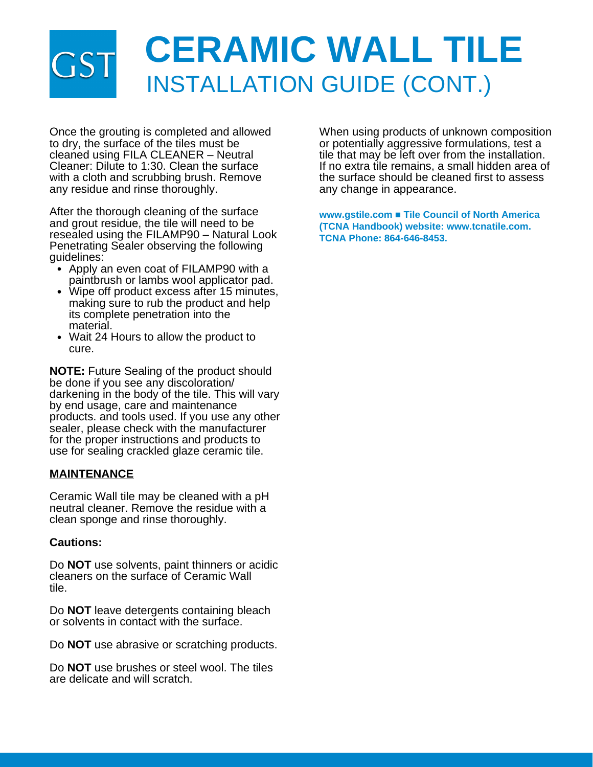# CERAMIC WALL TILE

## INSTALLATION GUIDE (CONT.)

Once the grouting is completed and allowed to dry, the surface of the tiles must be cleaned using FILA CLEANER – Neutral Cleaner: Dilute to 1:30. Clean the surface with a cloth and scrubbing brush. Remove any residue and rinse thoroughly.

After the thorough cleaning of the surface and grout residue, the tile will need to be resealed using the FILAMP90 – Natural Look Penetrating Sealer observing the following guidelines:

- Apply an even coat of FILAMP90 with a paintbrush or lambs wool applicator pad.
- Wipe off product excess after 15 minutes, making sure to rub the product and help its complete penetration into the material.
- Wait 24 Hours to allow the product to cure.

**NOTE:** Future Sealing of the product should be done if you see any discoloration/ darkening in the body of the tile. This will vary by end usage, care and maintenance products. and tools used. If you use any other sealer, please check with the manufacturer for the proper instructions and products to use for sealing crackled glaze ceramic tile.

**MAINTENANCE**

Ceramic Wall tile may be cleaned with a pH neutral cleaner. Remove the residue with a clean sponge and rinse thoroughly.

**Cautions:**

Do **NOT** use solvents, paint thinners or acidic cleaners on the surface of Ceramic Wall tile.

Do **NOT** leave detergents containing bleach or solvents in contact with the surface.

Do **NOT** use abrasive or scratching products.

Do **NOT** use brushes or steel wool. The tiles are delicate and will scratch.

When using products of unknown composition or potentially aggressive formulations, test a tile that may be left over from the installation. If no extra tile remains, a small hidden area of the surface should be cleaned first to assess any change in appearance.

**www.gstile.com ■ Tile Council of North America (TCNA Handbook) website: www.tcnatile.com. TCNA Phone: 864-646-8453.**